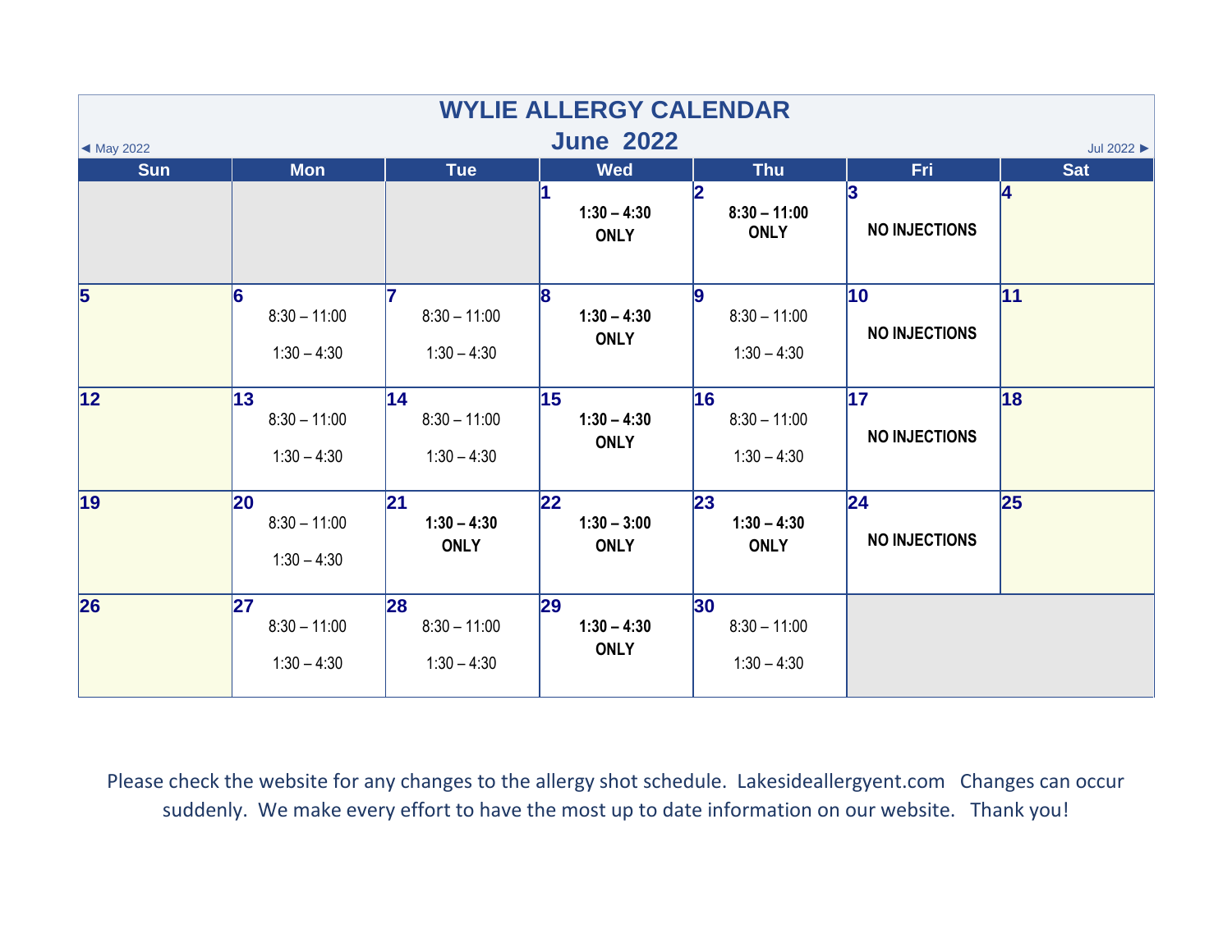# WYLIE ALLERGY CALENDAR

## June 2022

◄ May 2022 | Jul 2022 ►

| Sun | Mon | Tue | Wed | Thu | Fri | Sat |
|---|---|---|---|---|---|---|
| | | | 1 **1:30 – 4:30 ONLY** | 2 **8:30 – 11:00 ONLY** | 3 **NO INJECTIONS** | 4 |
| 5 | 6 8:30 – 11:00 1:30 – 4:30 | 7 8:30 – 11:00 1:30 – 4:30 | 8 **1:30 – 4:30 ONLY** | 9 8:30 – 11:00 1:30 – 4:30 | 10 **NO INJECTIONS** | 11 |
| 12 | 13 8:30 – 11:00 1:30 – 4:30 | 14 8:30 – 11:00 1:30 – 4:30 | 15 **1:30 – 4:30 ONLY** | 16 8:30 – 11:00 1:30 – 4:30 | 17 **NO INJECTIONS** | 18 |
| 19 | 20 8:30 – 11:00 1:30 – 4:30 | 21 **1:30 – 4:30 ONLY** | 22 **1:30 – 3:00 ONLY** | 23 **1:30 – 4:30 ONLY** | 24 **NO INJECTIONS** | 25 |
| 26 | 27 8:30 – 11:00 1:30 – 4:30 | 28 8:30 – 11:00 1:30 – 4:30 | 29 **1:30 – 4:30 ONLY** | 30 8:30 – 11:00 1:30 – 4:30 | | |

Please check the website for any changes to the allergy shot schedule. Lakesideallergyent.com Changes can occur suddenly. We make every effort to have the most up to date information on our website. Thank you!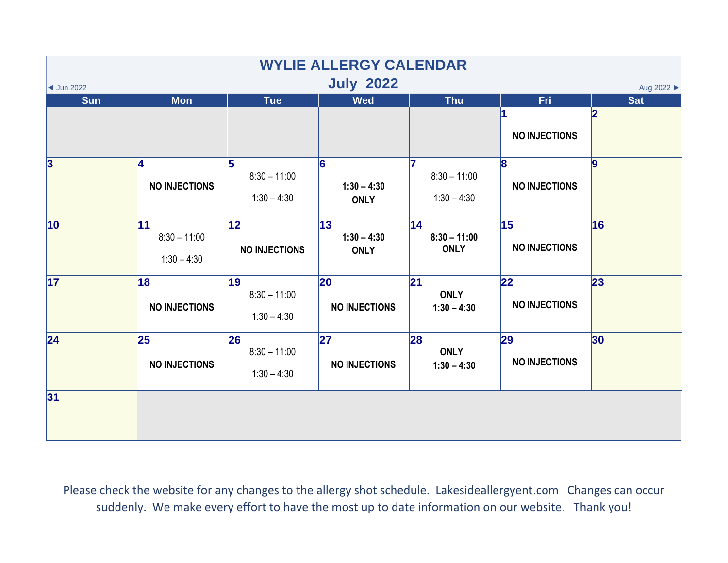# WYLIE ALLERGY CALENDAR

## July 2022

◄ Jun 2022 | Aug 2022 ►

| Sun | Mon | Tue | Wed | Thu | Fri | Sat |
|---|---|---|---|---|---|---|
| | | | | | 1 NO INJECTIONS | 2 |
| 3 | 4 NO INJECTIONS | 5 8:30 – 11:00 1:30 – 4:30 | 6 **1:30 – 4:30 ONLY** | 7 8:30 – 11:00 1:30 – 4:30 | 8 NO INJECTIONS | 9 |
| 10 | 11 8:30 – 11:00 1:30 – 4:30 | 12 NO INJECTIONS | 13 **1:30 – 4:30 ONLY** | 14 **8:30 – 11:00 ONLY** | 15 NO INJECTIONS | 16 |
| 17 | 18 NO INJECTIONS | 19 8:30 – 11:00 1:30 – 4:30 | 20 NO INJECTIONS | 21 **ONLY 1:30 – 4:30** | 22 NO INJECTIONS | 23 |
| 24 | 25 NO INJECTIONS | 26 8:30 – 11:00 1:30 – 4:30 | 27 NO INJECTIONS | 28 **ONLY 1:30 – 4:30** | 29 NO INJECTIONS | 30 |
| 31 | | | | | | |

Please check the website for any changes to the allergy shot schedule. Lakesideallergyent.com Changes can occur suddenly. We make every effort to have the most up to date information on our website. Thank you!